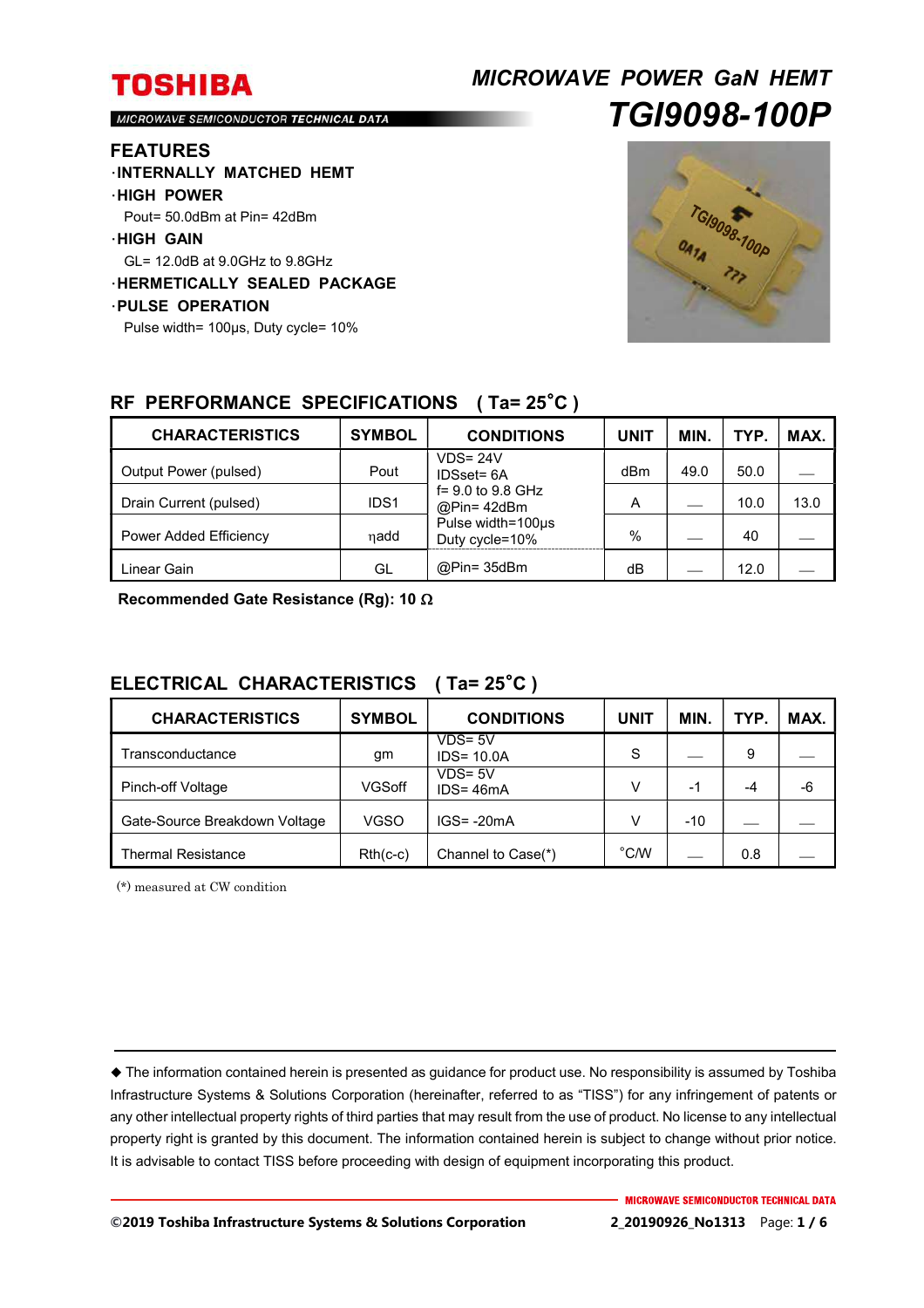# TOSHIBA

MICROWAVE SEMICONDUCTOR TECHNICAL DATA

# MICROWAVE POWER GaN HEMT

# TGI9098-100P

## FEATURES

- **INTERNALLY MATCHED HEMT**
- **HIGH POWER**
  Pout= 50.0dBm at Pin= 42dBm
- **HIGH GAIN**
  GL= 12.0dB at 9.0GHz to 9.8GHz
- **HERMETICALLY SEALED PACKAGE**
- **PULSE OPERATION**
  Pulse width= 100μs, Duty cycle= 10%

## RF PERFORMANCE SPECIFICATIONS ( Ta= 25°C )

| CHARACTERISTICS | SYMBOL | CONDITIONS | UNIT | MIN. | TYP. | MAX. |
|---|---|---|---|---|---|---|
| Output Power (pulsed) | Pout | VDS= 24V<br>IDSset= 6A<br>f= 9.0 to 9.8 GHz<br>@Pin= 42dBm<br>Pulse width=100μs<br>Duty cycle=10% | dBm | 49.0 | 50.0 | — |
| Drain Current (pulsed) | IDS1 | | A | — | 10.0 | 13.0 |
| Power Added Efficiency | ηadd | | % | — | 40 | — |
| Linear Gain | GL | @Pin= 35dBm | dB | — | 12.0 | — |

**Recommended Gate Resistance (Rg): 10 Ω**

## ELECTRICAL CHARACTERISTICS ( Ta= 25°C )

| CHARACTERISTICS | SYMBOL | CONDITIONS | UNIT | MIN. | TYP. | MAX. |
|---|---|---|---|---|---|---|
| Transconductance | gm | VDS= 5V<br>IDS= 10.0A | S | — | 9 | — |
| Pinch-off Voltage | VGSoff | VDS= 5V<br>IDS= 46mA | V | -1 | -4 | -6 |
| Gate-Source Breakdown Voltage | VGSO | IGS= -20mA | V | -10 | — | — |
| Thermal Resistance | Rth(c-c) | Channel to Case(*) | °C/W | — | 0.8 | — |

(*) measured at CW condition

◆ The information contained herein is presented as guidance for product use. No responsibility is assumed by Toshiba Infrastructure Systems & Solutions Corporation (hereinafter, referred to as "TISS") for any infringement of patents or any other intellectual property rights of third parties that may result from the use of product. No license to any intellectual property right is granted by this document. The information contained herein is subject to change without prior notice. It is advisable to contact TISS before proceeding with design of equipment incorporating this product.

©2019 Toshiba Infrastructure Systems & Solutions Corporation 2_20190926_No1313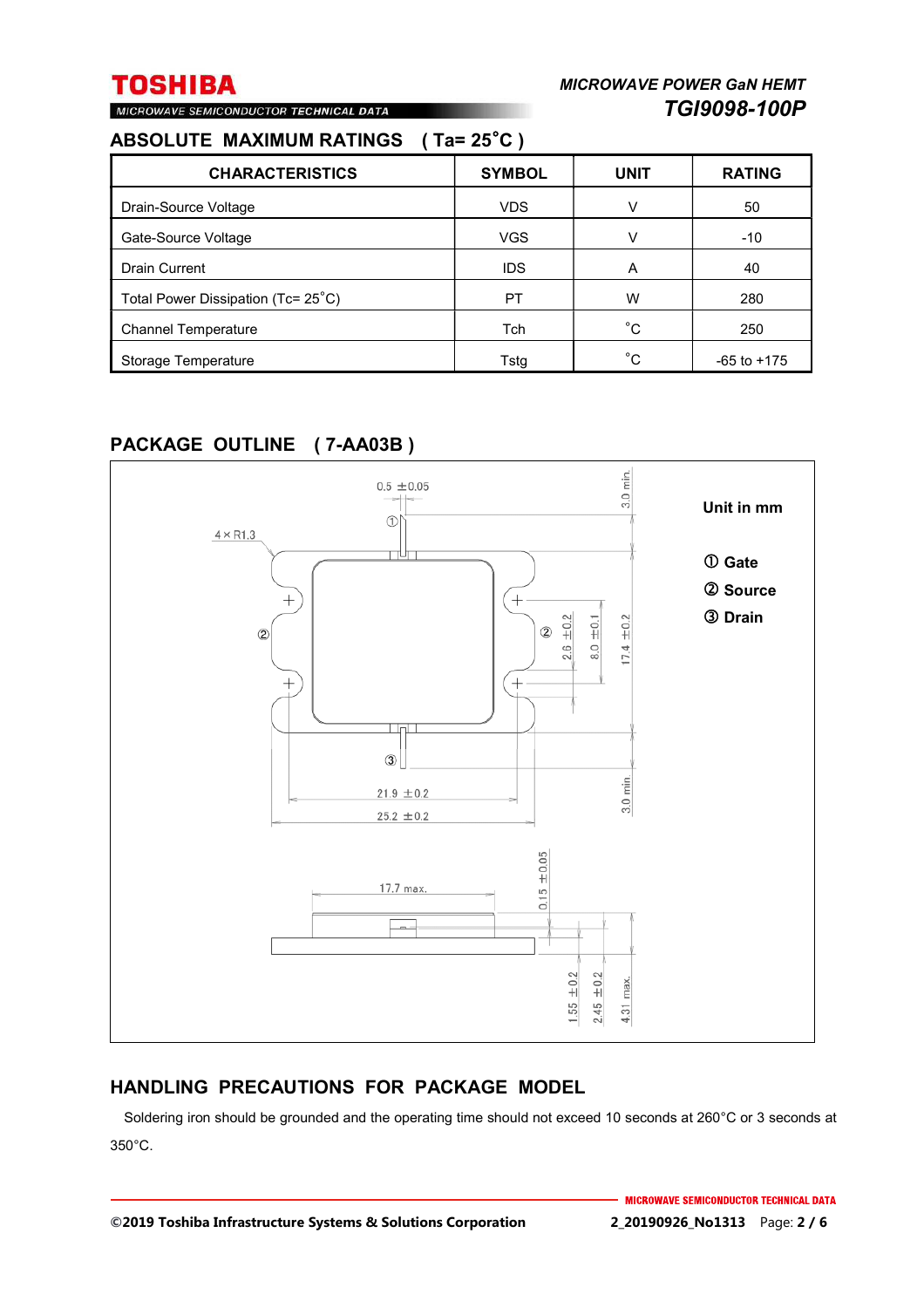## ABSOLUTE MAXIMUM RATINGS ( Ta= 25˚C )

| CHARACTERISTICS | SYMBOL | UNIT | RATING |
|---|---|---|---|
| Drain-Source Voltage | VDS | V | 50 |
| Gate-Source Voltage | VGS | V | -10 |
| Drain Current | IDS | A | 40 |
| Total Power Dissipation (Tc= 25˚C) | PT | W | 280 |
| Channel Temperature | Tch | ˚C | 250 |
| Storage Temperature | Tstg | ˚C | -65 to +175 |

## PACKAGE OUTLINE ( 7-AA03B )

Unit in mm

① Gate
② Source
③ Drain

0.5 ±0.05
3.0 min.
4 × R1.3
2.6 ±0.2
8.0 ±0.1
17.4 ±0.2
21.9 ±0.2
25.2 ±0.2
3.0 min.
17.7 max.
0.15 ±0.05
1.55 ±0.2
2.45 ±0.2
4.31 max.

## HANDLING PRECAUTIONS FOR PACKAGE MODEL

Soldering iron should be grounded and the operating time should not exceed 10 seconds at 260°C or 3 seconds at 350°C.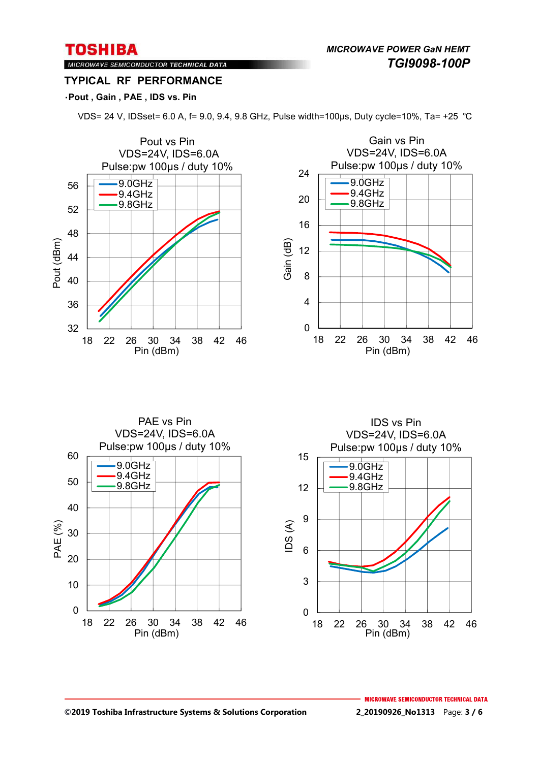## TYPICAL RF PERFORMANCE

**·Pout , Gain , PAE , IDS vs. Pin**

VDS= 24 V, IDSset= 6.0 A, f= 9.0, 9.4, 9.8 GHz, Pulse width=100μs, Duty cycle=10%, Ta= +25 ℃

Pout vs Pin
VDS=24V, IDS=6.0A
Pulse:pw 100μs / duty 10%

Gain vs Pin
VDS=24V, IDS=6.0A
Pulse:pw 100μs / duty 10%

PAE vs Pin
VDS=24V, IDS=6.0A
Pulse:pw 100μs / duty 10%

IDS vs Pin
VDS=24V, IDS=6.0A
Pulse:pw 100μs / duty 10%

©2019 Toshiba Infrastructure Systems & Solutions Corporation

2_20190926_No1313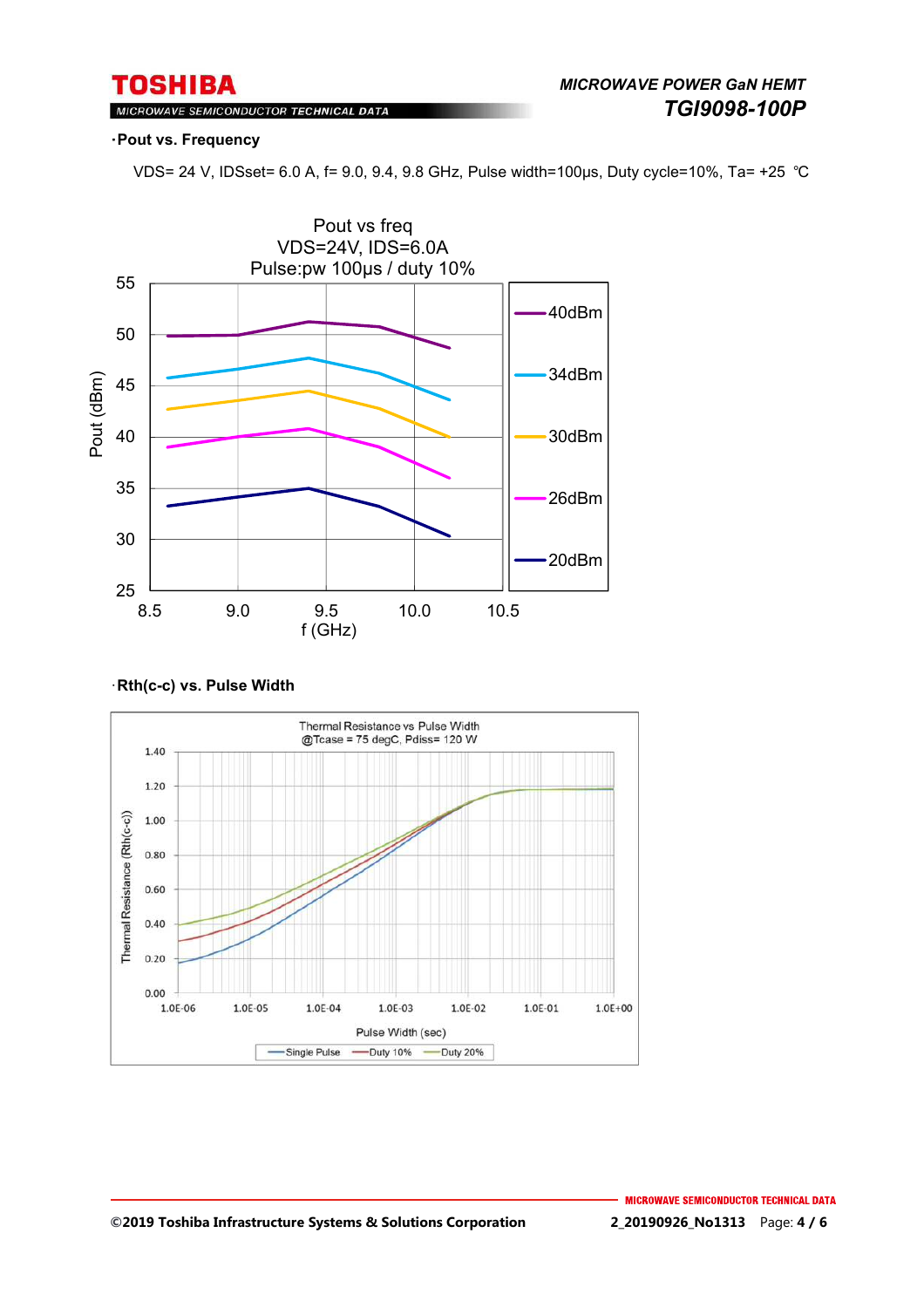**·Pout vs. Frequency**

VDS= 24 V, IDSset= 6.0 A, f= 9.0, 9.4, 9.8 GHz, Pulse width=100μs, Duty cycle=10%, Ta= +25 ℃

**·Rth(c-c) vs. Pulse Width**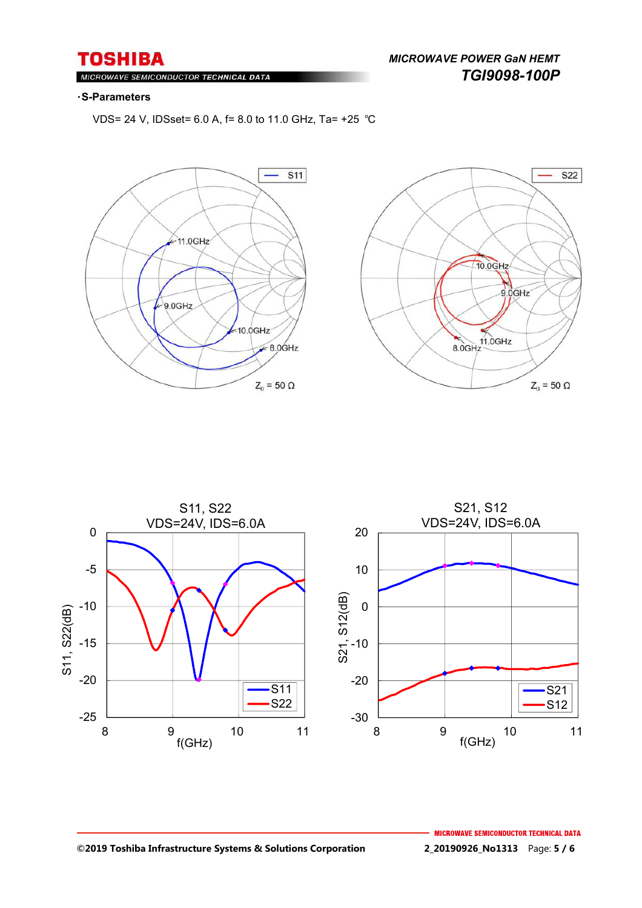·**S-Parameters**

VDS= 24 V, IDSset= 6.0 A, f= 8.0 to 11.0 GHz, Ta= +25 ℃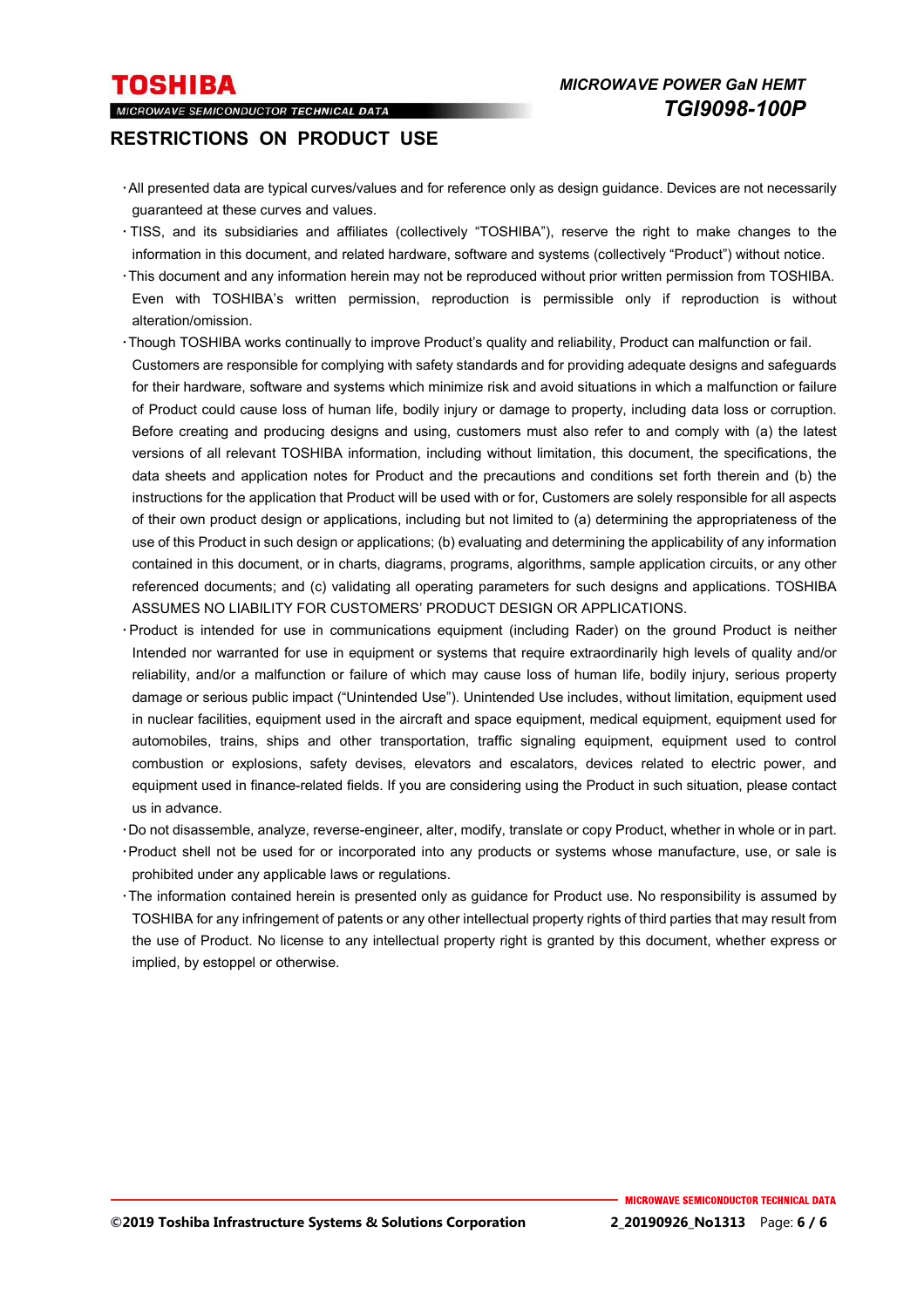## RESTRICTIONS ON PRODUCT USE

- All presented data are typical curves/values and for reference only as design guidance. Devices are not necessarily guaranteed at these curves and values.
- TISS, and its subsidiaries and affiliates (collectively "TOSHIBA"), reserve the right to make changes to the information in this document, and related hardware, software and systems (collectively "Product") without notice.
- This document and any information herein may not be reproduced without prior written permission from TOSHIBA. Even with TOSHIBA's written permission, reproduction is permissible only if reproduction is without alteration/omission.
- Though TOSHIBA works continually to improve Product's quality and reliability, Product can malfunction or fail. Customers are responsible for complying with safety standards and for providing adequate designs and safeguards for their hardware, software and systems which minimize risk and avoid situations in which a malfunction or failure of Product could cause loss of human life, bodily injury or damage to property, including data loss or corruption. Before creating and producing designs and using, customers must also refer to and comply with (a) the latest versions of all relevant TOSHIBA information, including without limitation, this document, the specifications, the data sheets and application notes for Product and the precautions and conditions set forth therein and (b) the instructions for the application that Product will be used with or for, Customers are solely responsible for all aspects of their own product design or applications, including but not limited to (a) determining the appropriateness of the use of this Product in such design or applications; (b) evaluating and determining the applicability of any information contained in this document, or in charts, diagrams, programs, algorithms, sample application circuits, or any other referenced documents; and (c) validating all operating parameters for such designs and applications. TOSHIBA ASSUMES NO LIABILITY FOR CUSTOMERS' PRODUCT DESIGN OR APPLICATIONS.
- Product is intended for use in communications equipment (including Rader) on the ground Product is neither Intended nor warranted for use in equipment or systems that require extraordinarily high levels of quality and/or reliability, and/or a malfunction or failure of which may cause loss of human life, bodily injury, serious property damage or serious public impact ("Unintended Use"). Unintended Use includes, without limitation, equipment used in nuclear facilities, equipment used in the aircraft and space equipment, medical equipment, equipment used for automobiles, trains, ships and other transportation, traffic signaling equipment, equipment used to control combustion or explosions, safety devises, elevators and escalators, devices related to electric power, and equipment used in finance-related fields. If you are considering using the Product in such situation, please contact us in advance.
- Do not disassemble, analyze, reverse-engineer, alter, modify, translate or copy Product, whether in whole or in part.
- Product shell not be used for or incorporated into any products or systems whose manufacture, use, or sale is prohibited under any applicable laws or regulations.
- The information contained herein is presented only as guidance for Product use. No responsibility is assumed by TOSHIBA for any infringement of patents or any other intellectual property rights of third parties that may result from the use of Product. No license to any intellectual property right is granted by this document, whether express or implied, by estoppel or otherwise.